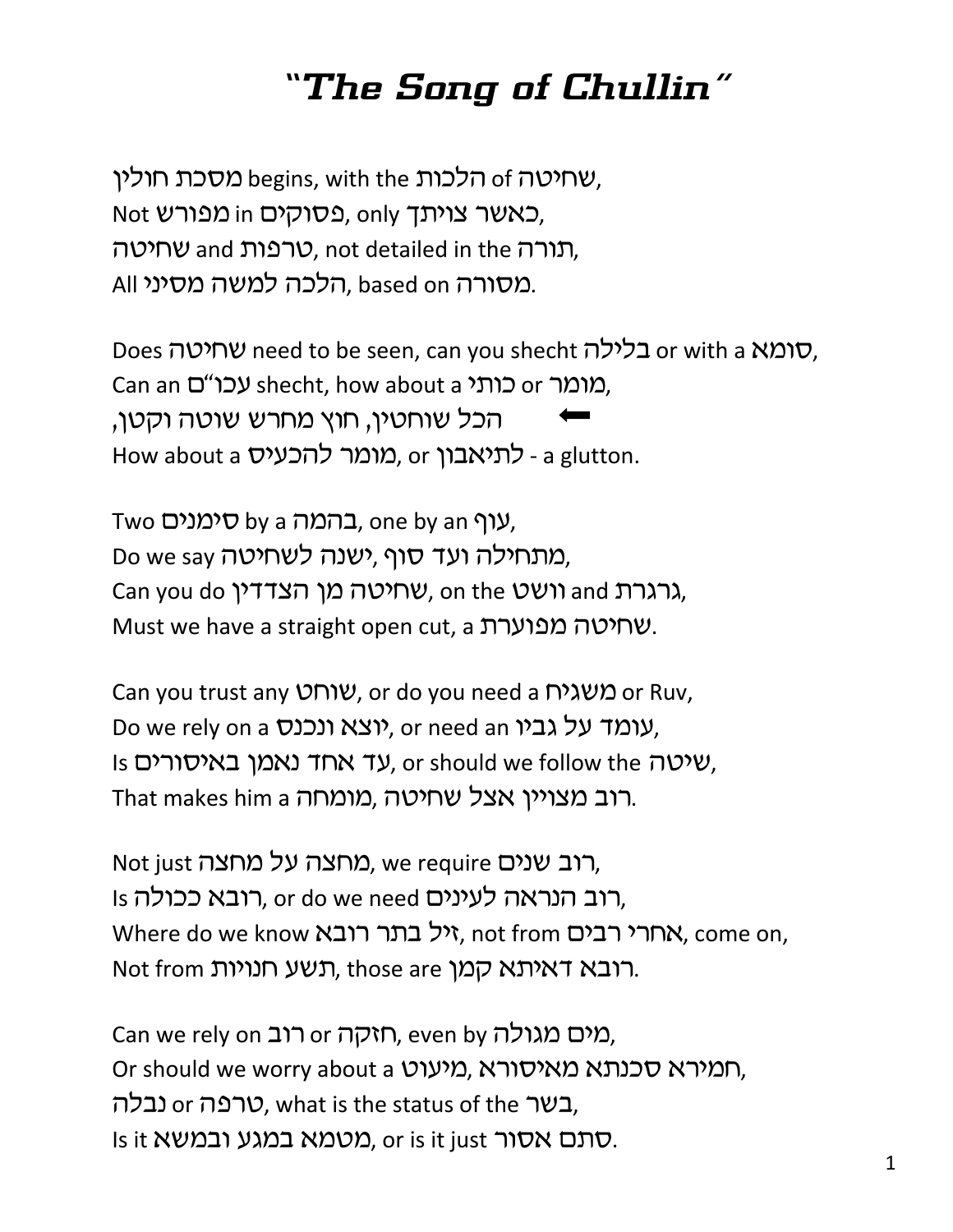# "The Song of Chullin"

מסכת חולין begins, with the הלכות of שחיטה,
Not מפורש in פסוקים, only כאשר צויתך,
שחיטה and טרפות, not detailed in the תורה,
All הלכה למשה מסיני, based on מסורה.

Does שחיטה need to be seen, can you shecht בלילה or with a סומא,
Can an עכו"ם shecht, how about a כותי or מומר,
⬅ הכל שוחטין, חוץ מחרש שוטה וקטן,
How about a מומר להכעיס, or לתיאבון - a glutton.

Two סימנים by a בהמה, one by an עוף,
Do we say מתחילה ועד סוף ,ישנה לשחיטה,
Can you do שחיטה מן הצדדין, on the וושט and גרגרת,
Must we have a straight open cut, a שחיטה מפוערת.

Can you trust any שוחט, or do you need a משגיח or Ruv,
Do we rely on a יוצא ונכנס, or need an עומד על גביו,
Is עד אחד נאמן באיסורים, or should we follow the שיטה,
That makes him a מומחה ,רוב מצויין אצל שחיטה.

Not just מחצה על מחצה, we require רוב שנים,
Is רובא ככולה, or do we need רוב הנראה לעינים,
Where do we know זיל בתר רובא, not from אחרי רבים, come on,
Not from תשע חנויות, those are רובא דאיתא קמן.

Can we rely on רוב or חזקה, even by מים מגולה,
Or should we worry about a מיעוט ,חמירא סכנתא מאיסורא,
נבלה or טרפה, what is the status of the בשר,
Is it מטמא במגע ובמשא, or is it just סתם אסור.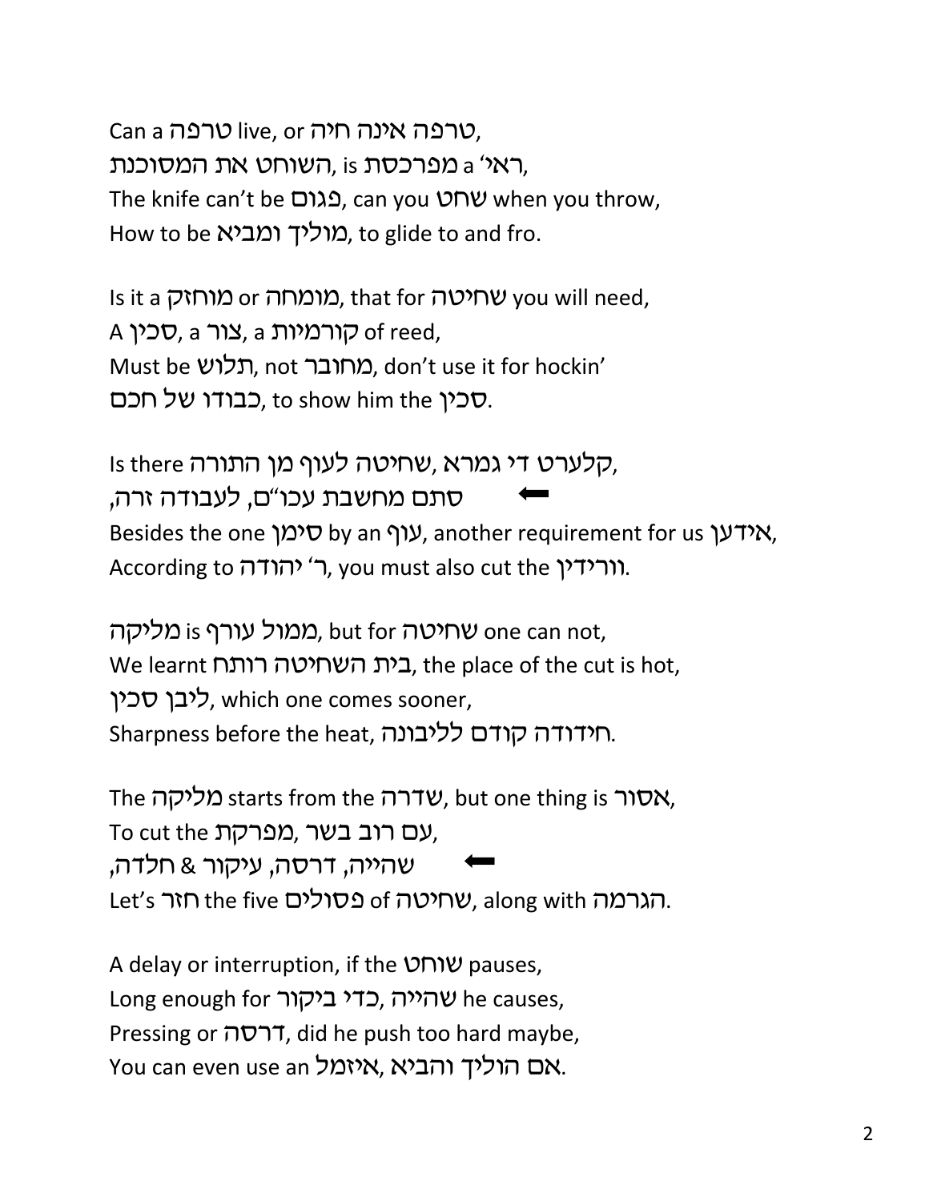Can a טרפה live, or טרפה אינה חיה,
ראי' a מפרכסת, is השוחט את המסוכנת,
The knife can't be פגום, can you שחט when you throw,
How to be מוליך ומביא, to glide to and fro.

Is it a מוחזק or מומחה, that for שחיטה you will need,
A סכין, a צור, a קורמיות of reed,
Must be תלוש, not מחובר, don't use it for hockin'
כבודו של חכם, to show him the סכין.

Is there קלערט די גמרא, שחיטה לעוף מן התורה,
⬅ סתם מחשבת עכו"ם, לעבודה זרה,
Besides the one סימן by an עוף, another requirement for us אידען,
According to ר' יהודה, you must also cut the וורידין.

מליקה is ממול עורף, but for שחיטה one can not,
We learnt בית השחיטה רותח, the place of the cut is hot,
ליבן סכין, which one comes sooner,
Sharpness before the heat, חידודה קודם לליבונה.

The מליקה starts from the שדרה, but one thing is אסור,
To cut the מפרקת, עם רוב בשר,
⬅ שהייה, דרסה, עיקור & חלדה,
Let's חזר the five פסולים of שחיטה, along with הגרמה.

A delay or interruption, if the שוחט pauses,
Long enough for שהייה, כדי ביקור he causes,
Pressing or דרסה, did he push too hard maybe,
You can even use an איזמל, אם הוליך והביא.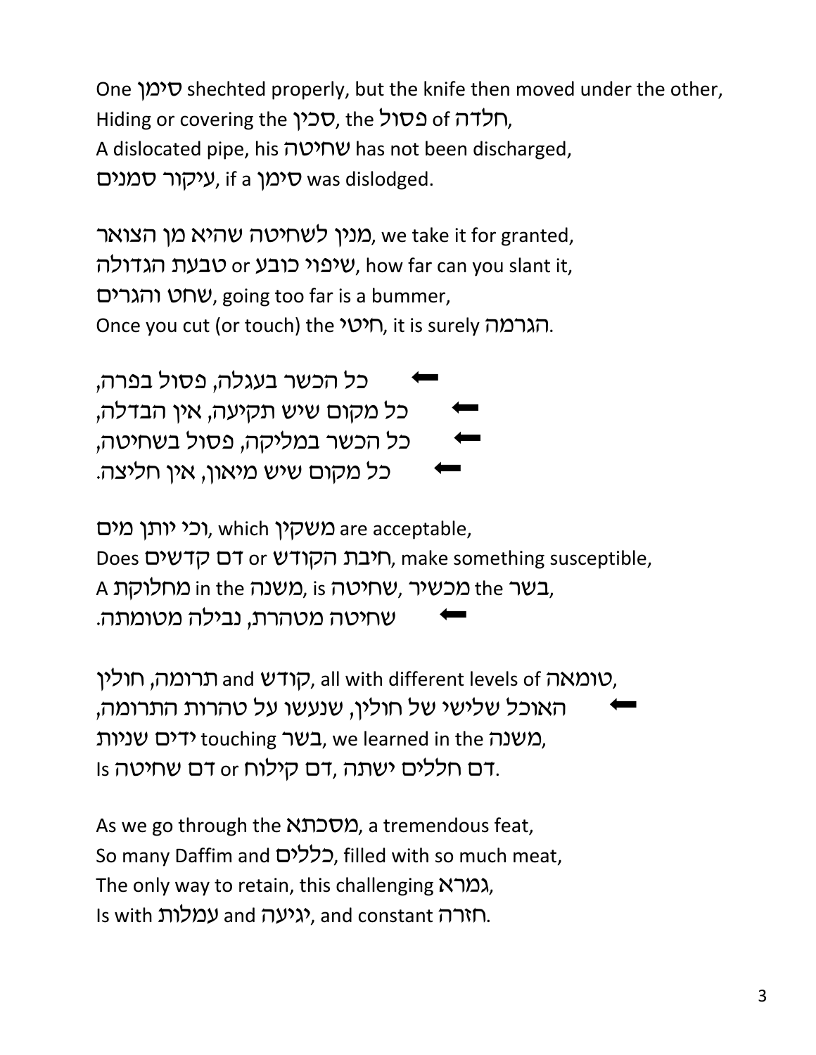One סימן shechted properly, but the knife then moved under the other,
Hiding or covering the סכין, the פסול of חלדה,
A dislocated pipe, his שחיטה has not been discharged,
עיקור סמנים, if a סימן was dislodged.

מנין לשחיטה שהיא מן הצואר, we take it for granted,
שיפוי כובע or טבעת הגדולה, how far can you slant it,
שחט והגרים, going too far is a bummer,
Once you cut (or touch) the חיטי, it is surely הגרמה.

⬅ כל הכשר בעגלה, פסול בפרה,
⬅ כל מקום שיש תקיעה, אין הבדלה,
⬅ כל הכשר במליקה, פסול בשחיטה,
⬅ כל מקום שיש מיאון, אין חליצה.

וכי יותן מים, which משקין are acceptable,
Does דם קדשים or חיבת הקודש, make something susceptible,
A מחלוקת in the משנה, is שחיטה מכשיר the בשר,
⬅ שחיטה מטהרת, נבילה מטומתה.

תרומה, חולין and קודש, all with different levels of טומאה,
⬅ האוכל שלישי של חולין, שנעשו על טהרות התרומה,
ידים שניות touching בשר, we learned in the משנה,
Is דם חללים ישתה ,דם קילוח or דם שחיטה.

As we go through the מסכתא, a tremendous feat,
So many Daffim and כללים, filled with so much meat,
The only way to retain, this challenging גמרא,
Is with עמלות and יגיעה, and constant חזרה.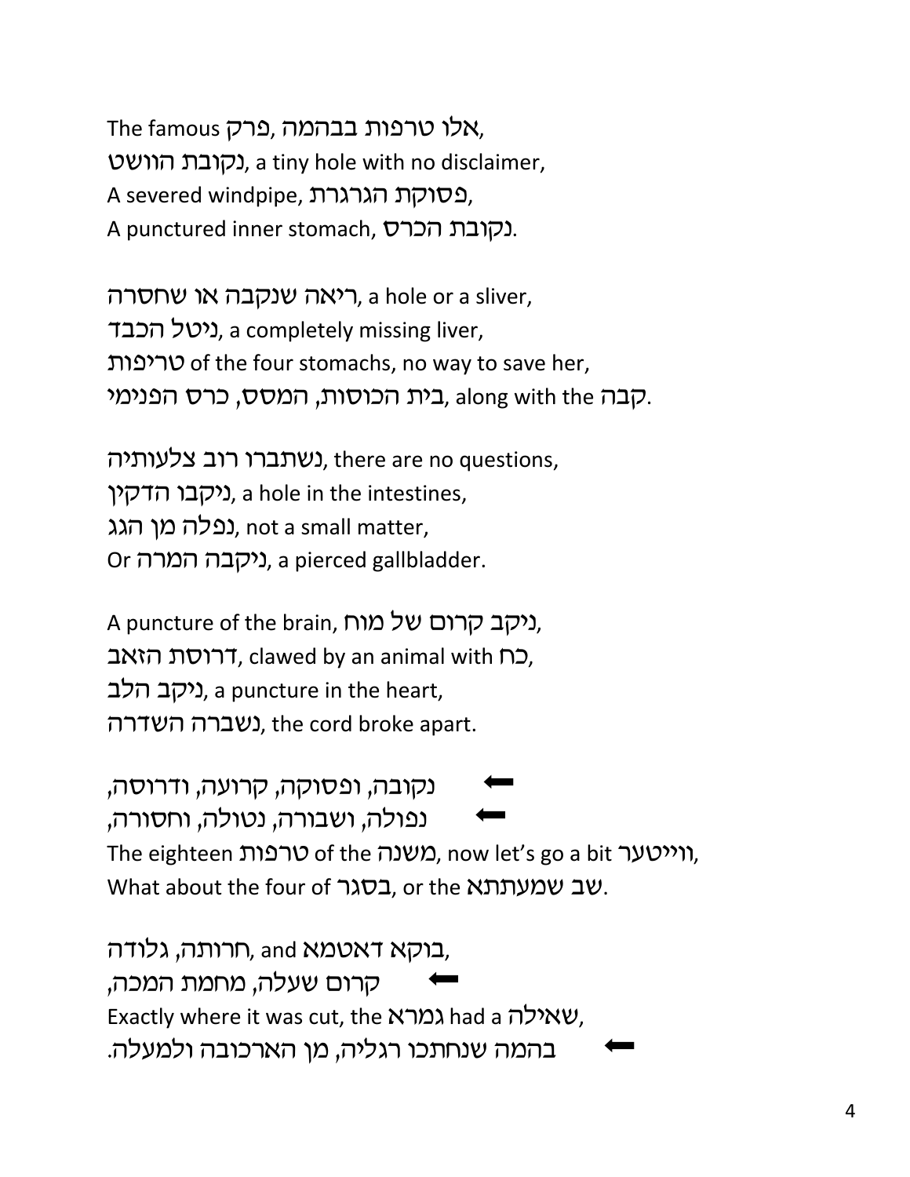The famous אלו טרפות בבהמה ,פרק,
נקובת הוושט, a tiny hole with no disclaimer,
A severed windpipe, פסוקת הגרגרת,
A punctured inner stomach, נקובת הכרס.

ריאה שנקבה או שחסרה, a hole or a sliver,
ניטל הכבד, a completely missing liver,
טריפות of the four stomachs, no way to save her,
בית הכוסות, המסס, כרס הפנימי, along with the קבה.

נשתברו רוב צלעותיה, there are no questions,
ניקבו הדקין, a hole in the intestines,
נפלה מן הגג, not a small matter,
Or ניקבה המרה, a pierced gallbladder.

A puncture of the brain, ניקב קרום של מוח,
דרוסת הזאב, clawed by an animal with כח,
ניקב הלב, a puncture in the heart,
נשברה השדרה, the cord broke apart.

⬅ נקובה, ופסוקה, קרועה, ודרוסה,
⬅ נפולה, ושבורה, נטולה, וחסורה,
The eighteen טרפות of the משנה, now let's go a bit ווייטער,
What about the four of בסגר, or the שב שמעתתא.

בוקא דאטמא, and חרותה, גלודה,
⬅ קרום שעלה, מחמת המכה,
Exactly where it was cut, the גמרא had a שאילה,
⬅ בהמה שנחתכו רגליה, מן הארכובה ולמעלה.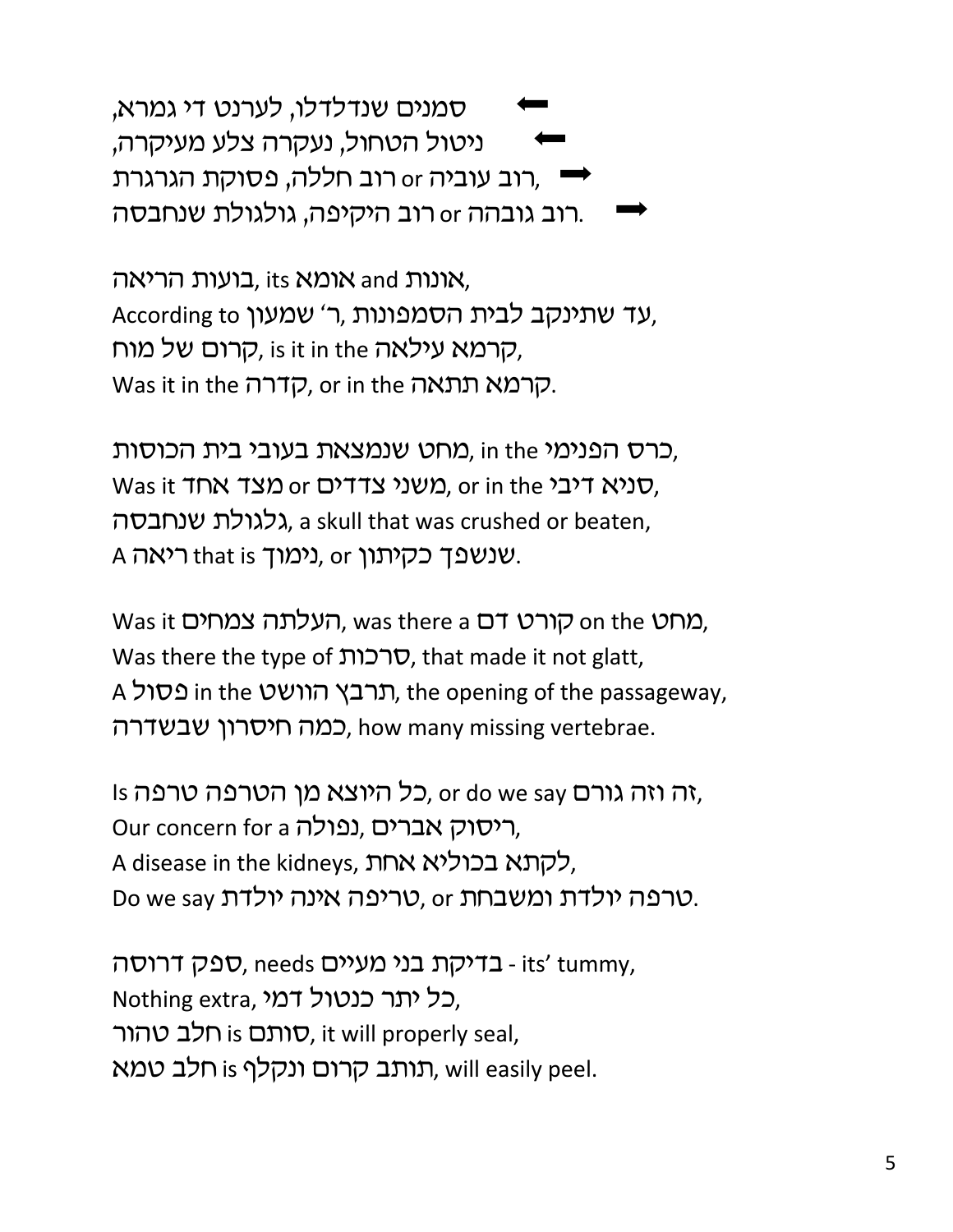⬅ סמנים שנדלדלו, לערנט די גמרא,
⬅ ניטול הטחול, נעקרה צלע מעיקרה,
➡ רוב עוביה or רוב חללה, פסוקת הגרגרת,
➡ רוב גובהה or רוב היקיפה, גולגולת שנחבסה.

בועות הריאה, its אומא and אונות,
According to ר׳ שמעון, עד שתינקב לבית הסמפונות,
קרום של מוח, is it in the קרמא עילאה,
Was it in the קדרה, or in the קרמא תתאה.

מחט שנמצאת בעובי בית הכוסות, in the כרס הפנימי,
Was it מצד אחד or משני צדדים, or in the סניא דיבי,
גלגולת שנחבסה, a skull that was crushed or beaten,
A ריאה that is נימוך, or שנשפך כקיתון.

Was it העלתה צמחים, was there a קורט דם on the מחט,
Was there the type of סרכות, that made it not glatt,
A פסול in the תרבץ הוושט, the opening of the passageway,
כמה חיסרון שבשדרה, how many missing vertebrae.

Is כל היוצא מן הטרפה טרפה, or do we say זה וזה גורם,
Our concern for a ריסוק אברים, נפולה,
A disease in the kidneys, לקתא בכוליא אחת,
Do we say טריפה אינה יולדת, or טרפה יולדת ומשבחת.

ספק דרוסה, needs בדיקת בני מעיים - its' tummy,
Nothing extra, כל יתר כנטול דמי,
חלב טהור is סותם, it will properly seal,
חלב טמא is תותב קרום ונקלף, will easily peel.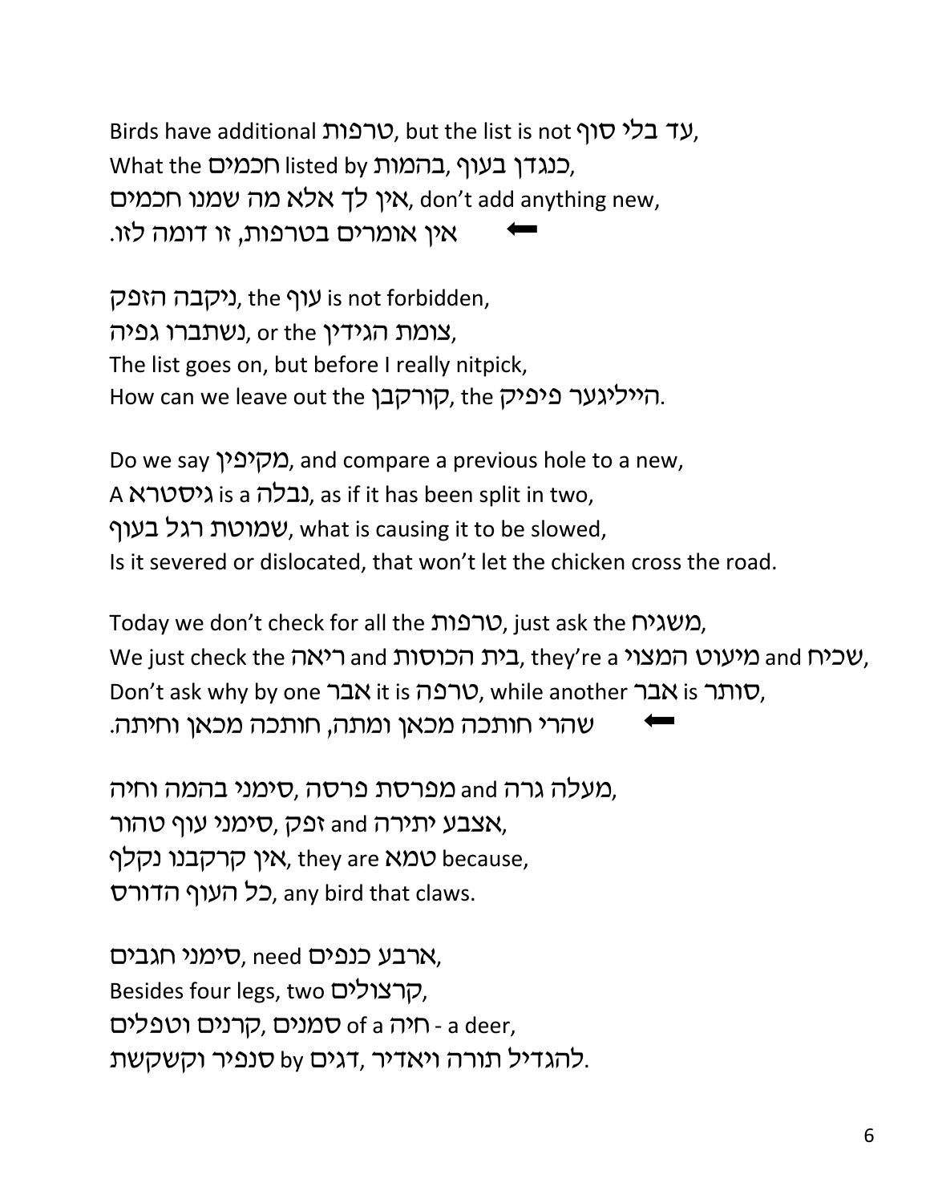Birds have additional טרפות, but the list is not עד בלי סוף,
What the חכמים listed by בהמות, כנגדן בעוף,
אין לך אלא מה שמנו חכמים, don't add anything new,
אין אומרים בטרפות, זו דומה לזו. ⬅

ניקבה הזפק, the עוף is not forbidden,
נשתברו גפיה, or the צומת הגידין,
The list goes on, but before I really nitpick,
How can we leave out the קורקבן, the הייליגער פיפיק.

Do we say מקיפין, and compare a previous hole to a new,
A גיסטרא is a נבלה, as if it has been split in two,
שמוטת רגל בעוף, what is causing it to be slowed,
Is it severed or dislocated, that won't let the chicken cross the road.

Today we don't check for all the טרפות, just ask the משגיח,
We just check the ריאה and בית הכוסות, they're a מיעוט המצוי and שכיח,
Don't ask why by one אבר it is טרפה, while another אבר is סותר,
שהרי חותכה מכאן ומתה, חותכה מכאן וחיתה. ⬅

סימני בהמה וחיה, מפרסת פרסה and מעלה גרה,
סימני עוף טהור, זפק and אצבע יתירה,
אין קרקבנו נקלף, they are טמא because,
כל העוף הדורס, any bird that claws.

סימני חגבים, need ארבע כנפים,
Besides four legs, two קרצולים,
סמנים of a חיה - a deer, קרנים וטפלים,
להגדיל תורה ויאדיר, דגים by סנפיר וקשקשת.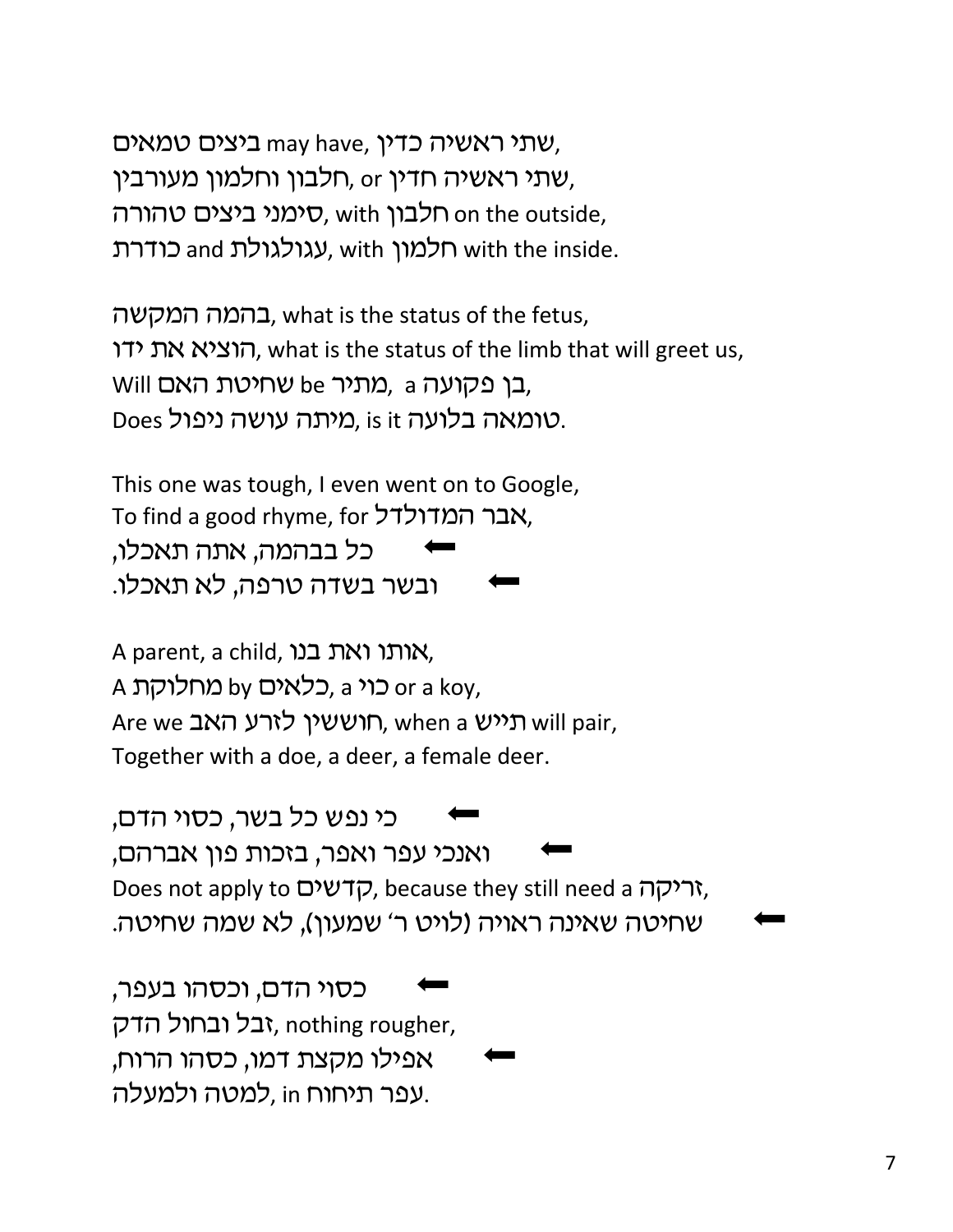ביצים טמאים may have, שתי ראשיה כדין,
חלבון וחלמון מעורבין or ,שתי ראשיה חדין,
סימני ביצים טהורה, with חלבון on the outside,
כודרת and עגולגולת, with חלמון with the inside.

בהמה המקשה, what is the status of the fetus,
הוציא את ידו, what is the status of the limb that will greet us,
Will שחיטת האם be מתיר, a בן פקועה,
Does מיתה עושה ניפול, is it טומאה בלועה.

This one was tough, I even went on to Google,
To find a good rhyme, for אבר המדולדל,
⬅ כל בבהמה, אתה תאכלו,
⬅ ובשר בשדה טרפה, לא תאכלו.

A parent, a child, אותו ואת בנו,
A מחלוקת by כלאים, a כוי or a koy,
Are we חוששין לזרע האב, when a תייש will pair,
Together with a doe, a deer, a female deer.

⬅ כי נפש כל בשר, כסוי הדם,
⬅ ואנכי עפר ואפר, בזכות פון אברהם,
Does not apply to קדשים, because they still need a זריקה,
⬅ שחיטה שאינה ראויה (לויט ר׳ שמעון), לא שמה שחיטה.

⬅ כסוי הדם, וכסהו בעפר,
זבל ובחול הדק, nothing rougher,
⬅ אפילו מקצת דמו, כסהו הרוח,
עפר תיחוח in ,למטה ולמעלה.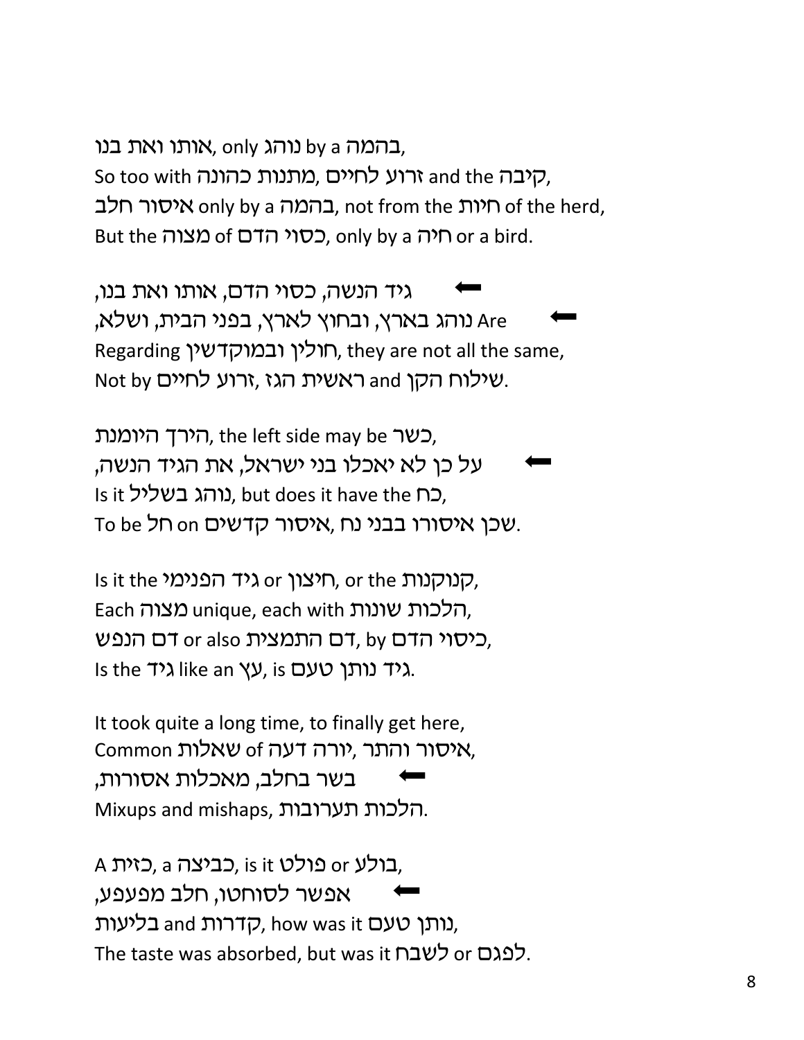אותו ואת בנו, only נוהג by a בהמה,
So too with מתנות כהונה, זרוע לחיים and the קיבה,
איסור חלב only by a בהמה, not from the חיות of the herd,
But the מצוה of כסוי הדם, only by a חיה or a bird.

⬅ גיד הנשה, כסוי הדם, אותו ואת בנו,
⬅ Are נוהג בארץ, ובחוץ לארץ, בפני הבית, ושלא,
Regarding חולין ובמוקדשין, they are not all the same,
Not by ראשית הגז, זרוע לחיים and שילוח הקן.

הירך היומנת, the left side may be כשר,
⬅ על כן לא יאכלו בני ישראל, את הגיד הנשה,
Is it נוהג בשליל, but does it have the כח,
To be חל on איסור קדשים, שכן איסורו בבני נח.

Is it the גיד הפנימי or חיצון, or the קנוקנות,
Each מצוה unique, each with הלכות שונות,
דם הנפש or also דם התמצית, by כיסוי הדם,
Is the גיד like an עץ, is גיד נותן טעם.

It took quite a long time, to finally get here,
Common שאלות of יורה דעה, איסור והתר,
⬅ בשר בחלב, מאכלות אסורות,
Mixups and mishaps, הלכות תערובות.

A כזית, a כביצה, is it פולט or בולע,
⬅ אפשר לסוחטו, חלב מפעפע,
בליעות and קדרות, how was it נותן טעם,
The taste was absorbed, but was it לשבח or לפגם.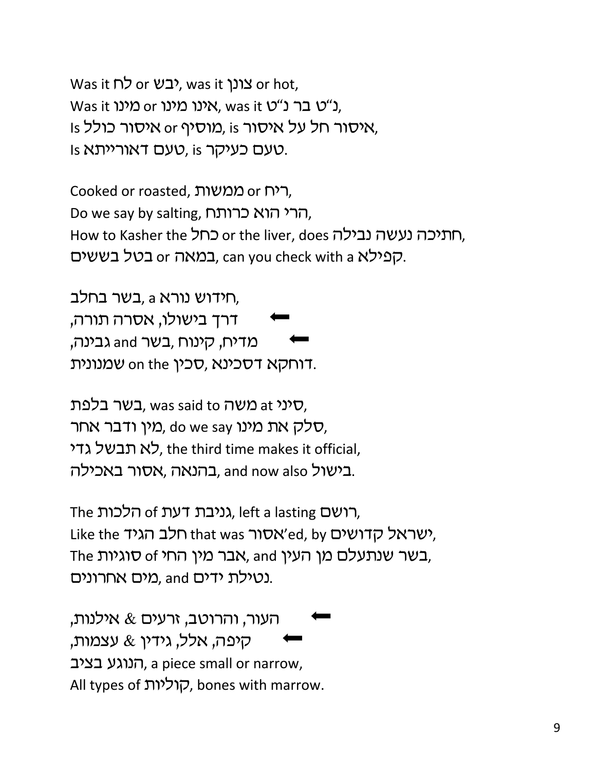Was it לח or יבש, was it צונן or hot,
Was it מינו or אינו מינו, was it נ"ט בר נ"ט,
Is איסור כולל or מוסיף, is איסור חל על איסור,
Is טעם דאורייתא, is טעם כעיקר.

Cooked or roasted, ממשות or ריח,
Do we say by salting, הרי הוא כרותח,
How to Kasher the כחל or the liver, does חתיכה נעשה נבילה,
בטל בששים or במאה, can you check with a קפילא.

חידוש נורא a ,בשר בחלב,
⬅ דרך בישולו, אסרה תורה,
⬅ מדיח, קינוח ,בשר and גבינה,
שמנונית on the סכין ,דוחקא דסכינא.

בשר בלפת, was said to משה at סיני,
מין ודבר אחר, do we say סלק את מינו,
לא תבשל גדי, the third time makes it official,
בהנאה ,אסור באכילה, and now also בישול.

The הלכות of גניבת דעת, left a lasting רושם,
Like the חלב הגיד that was אסור'ed, by ישראל קדושים,
The סוגיות of אבר מין החי, and בשר שנתעלם מן העין,
מים אחרונים, and נטילת ידים.

⬅ העור, והרוטב, זרעים & אילנות,
⬅ קיפה, אלל, גידין & עצמות,
הנוגע בציב, a piece small or narrow,
All types of קוליות, bones with marrow.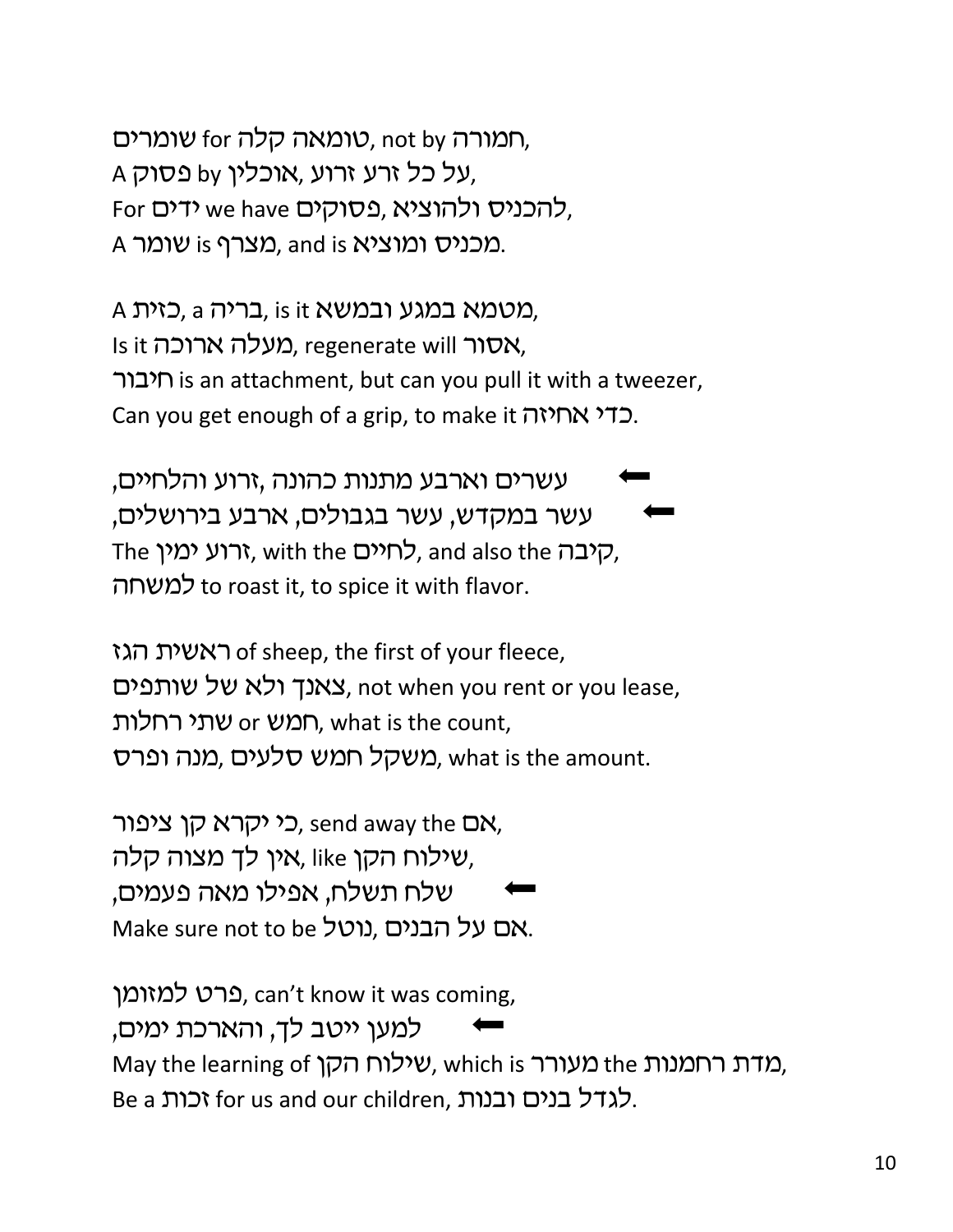שומרים for טומאה קלה, not by חמורה,
A פסוק by אוכלין, על כל זרע זרוע,
For ידים we have פסוקים, להכניס ולהוציא,
A שומר is מצרף, and is מכניס ומוציא.

A כזית, a בריה, is it מטמא במגע ובמשא,
Is it מעלה ארוכה, regenerate will אסור,
חיבור is an attachment, but can you pull it with a tweezer,
Can you get enough of a grip, to make it כדי אחיזה.

⬅ עשרים וארבע מתנות כהונה, זרוע והלחיים,
⬅ עשר במקדש, עשר בגבולים, ארבע בירושלים,
The זרוע ימין, with the לחיים, and also the קיבה,
למשחה to roast it, to spice it with flavor.

ראשית הגז of sheep, the first of your fleece,
צאנך ולא של שותפים, not when you rent or you lease,
שתי רחלות or חמש, what is the count,
משקל חמש סלעים, מנה ופרס, what is the amount.

כי יקרא קן ציפור, send away the אם,
שילוח הקן, like אין לך מצוה קלה,
⬅ שלח תשלח, אפילו מאה פעמים,
Make sure not to be נוטל, אם על הבנים.

פרט למזומן, can't know it was coming,
⬅ למען ייטב לך, והארכת ימים,
May the learning of שילוח הקן, which is מעורר the מדת רחמנות,
Be a זכות for us and our children, לגדל בנים ובנות.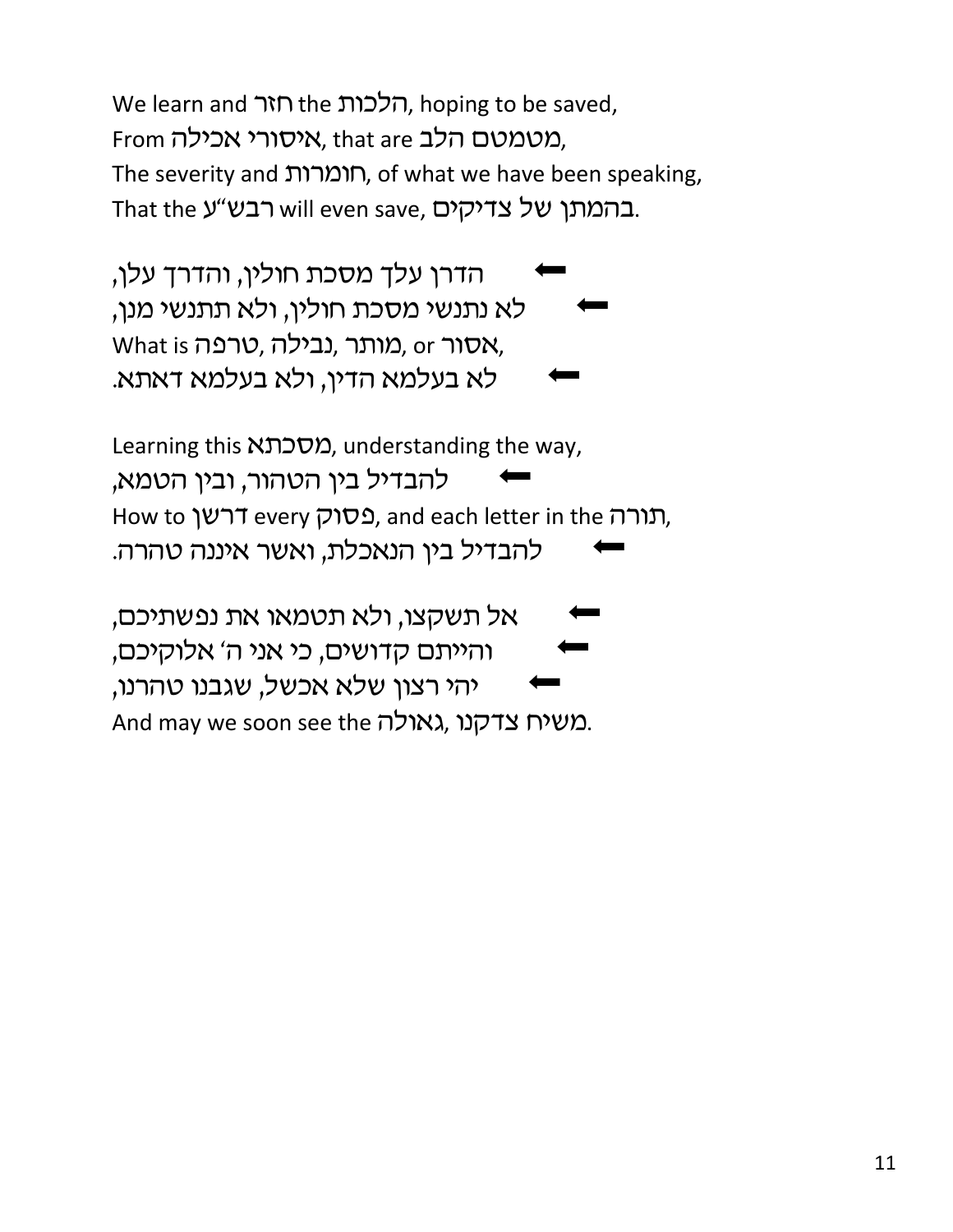We learn and חזר the הלכות, hoping to be saved,
From איסורי אכילה, that are מטמטם הלב,
The severity and חומרות, of what we have been speaking,
That the רבש"ע will even save, בהמתן של צדיקים.

⬅ הדרן עלך מסכת חולין, והדרך עלן,
⬅ לא נתנשי מסכת חולין, ולא תתנשי מנן,
What is טרפה, נבילה, מותר, or אסור,
⬅ לא בעלמא הדין, ולא בעלמא דאתא.

Learning this מסכתא, understanding the way,
⬅ להבדיל בין הטהור, ובין הטמא,
How to דרשן every פסוק, and each letter in the תורה,
⬅ להבדיל בין הנאכלת, ואשר איננה טהרה.

⬅ אל תשקצו, ולא תטמאו את נפשתיכם,
⬅ והייתם קדושים, כי אני ה' אלוקיכם,
⬅ יהי רצון שלא אכשל, שגבנו טהרנו,
And may we soon see the גאולה, משיח צדקנו.